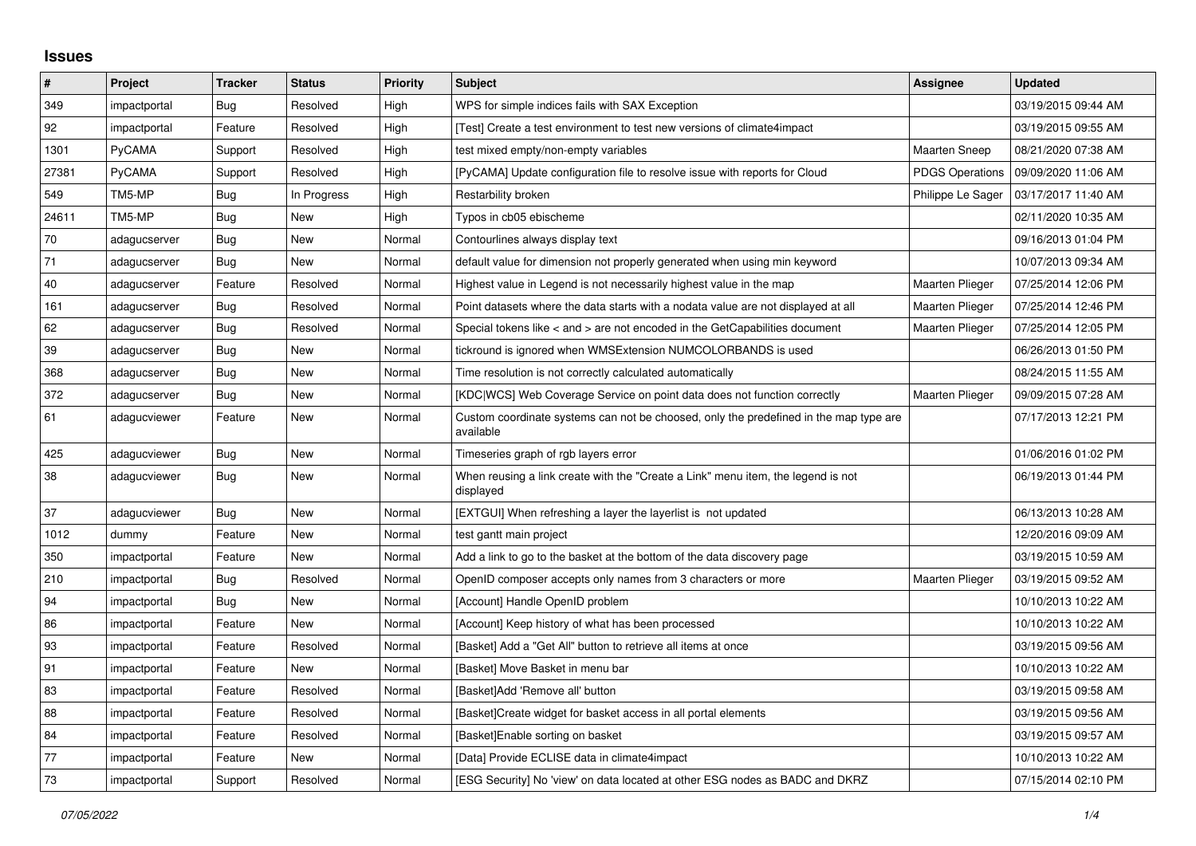# Issues

| # | Project | Tracker | Status | Priority | Subject | Assignee | Updated |
|---|---|---|---|---|---|---|---|
| 349 | impactportal | Bug | Resolved | High | WPS for simple indices fails with SAX Exception | | 03/19/2015 09:44 AM |
| 92 | impactportal | Feature | Resolved | High | [Test] Create a test environment to test new versions of climate4impact | | 03/19/2015 09:55 AM |
| 1301 | PyCAMA | Support | Resolved | High | test mixed empty/non-empty variables | Maarten Sneep | 08/21/2020 07:38 AM |
| 27381 | PyCAMA | Support | Resolved | High | [PyCAMA] Update configuration file to resolve issue with reports for Cloud | PDGS Operations | 09/09/2020 11:06 AM |
| 549 | TM5-MP | Bug | In Progress | High | Restarbility broken | Philippe Le Sager | 03/17/2017 11:40 AM |
| 24611 | TM5-MP | Bug | New | High | Typos in cb05 ebischeme | | 02/11/2020 10:35 AM |
| 70 | adagucserver | Bug | New | Normal | Contourlines always display text | | 09/16/2013 01:04 PM |
| 71 | adagucserver | Bug | New | Normal | default value for dimension not properly generated when using min keyword | | 10/07/2013 09:34 AM |
| 40 | adagucserver | Feature | Resolved | Normal | Highest value in Legend is not necessarily highest value in the map | Maarten Plieger | 07/25/2014 12:06 PM |
| 161 | adagucserver | Bug | Resolved | Normal | Point datasets where the data starts with a nodata value are not displayed at all | Maarten Plieger | 07/25/2014 12:46 PM |
| 62 | adagucserver | Bug | Resolved | Normal | Special tokens like < and > are not encoded in the GetCapabilities document | Maarten Plieger | 07/25/2014 12:05 PM |
| 39 | adagucserver | Bug | New | Normal | tickround is ignored when WMSExtension NUMCOLORBANDS is used | | 06/26/2013 01:50 PM |
| 368 | adagucserver | Bug | New | Normal | Time resolution is not correctly calculated automatically | | 08/24/2015 11:55 AM |
| 372 | adagucserver | Bug | New | Normal | [KDC\|WCS] Web Coverage Service on point data does not function correctly | Maarten Plieger | 09/09/2015 07:28 AM |
| 61 | adagucviewer | Feature | New | Normal | Custom coordinate systems can not be choosed, only the predefined in the map type are available | | 07/17/2013 12:21 PM |
| 425 | adagucviewer | Bug | New | Normal | Timeseries graph of rgb layers error | | 01/06/2016 01:02 PM |
| 38 | adagucviewer | Bug | New | Normal | When reusing a link create with the "Create a Link" menu item, the legend is not displayed | | 06/19/2013 01:44 PM |
| 37 | adagucviewer | Bug | New | Normal | [EXTGUI] When refreshing a layer the layerlist is not updated | | 06/13/2013 10:28 AM |
| 1012 | dummy | Feature | New | Normal | test gantt main project | | 12/20/2016 09:09 AM |
| 350 | impactportal | Feature | New | Normal | Add a link to go to the basket at the bottom of the data discovery page | | 03/19/2015 10:59 AM |
| 210 | impactportal | Bug | Resolved | Normal | OpenID composer accepts only names from 3 characters or more | Maarten Plieger | 03/19/2015 09:52 AM |
| 94 | impactportal | Bug | New | Normal | [Account] Handle OpenID problem | | 10/10/2013 10:22 AM |
| 86 | impactportal | Feature | New | Normal | [Account] Keep history of what has been processed | | 10/10/2013 10:22 AM |
| 93 | impactportal | Feature | Resolved | Normal | [Basket] Add a "Get All" button to retrieve all items at once | | 03/19/2015 09:56 AM |
| 91 | impactportal | Feature | New | Normal | [Basket] Move Basket in menu bar | | 10/10/2013 10:22 AM |
| 83 | impactportal | Feature | Resolved | Normal | [Basket]Add 'Remove all' button | | 03/19/2015 09:58 AM |
| 88 | impactportal | Feature | Resolved | Normal | [Basket]Create widget for basket access in all portal elements | | 03/19/2015 09:56 AM |
| 84 | impactportal | Feature | Resolved | Normal | [Basket]Enable sorting on basket | | 03/19/2015 09:57 AM |
| 77 | impactportal | Feature | New | Normal | [Data] Provide ECLISE data in climate4impact | | 10/10/2013 10:22 AM |
| 73 | impactportal | Support | Resolved | Normal | [ESG Security] No 'view' on data located at other ESG nodes as BADC and DKRZ | | 07/15/2014 02:10 PM |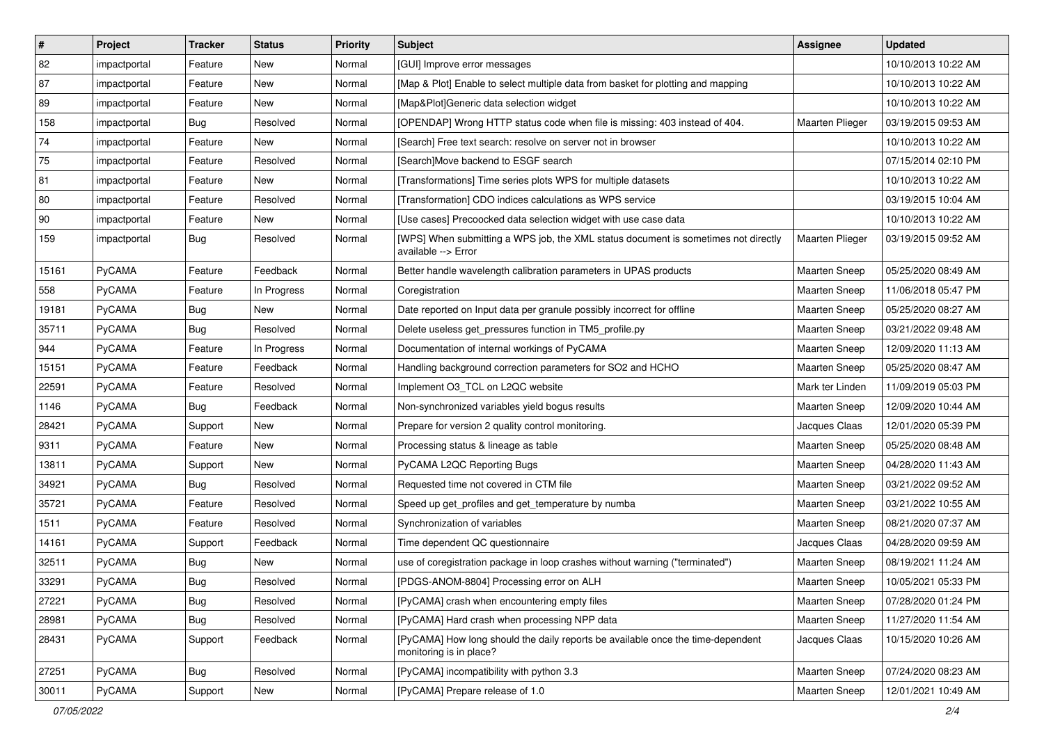| # | Project | Tracker | Status | Priority | Subject | Assignee | Updated |
| --- | --- | --- | --- | --- | --- | --- | --- |
| 82 | impactportal | Feature | New | Normal | [GUI] Improve error messages | | 10/10/2013 10:22 AM |
| 87 | impactportal | Feature | New | Normal | [Map & Plot] Enable to select multiple data from basket for plotting and mapping | | 10/10/2013 10:22 AM |
| 89 | impactportal | Feature | New | Normal | [Map&Plot]Generic data selection widget | | 10/10/2013 10:22 AM |
| 158 | impactportal | Bug | Resolved | Normal | [OPENDAP] Wrong HTTP status code when file is missing: 403 instead of 404. | Maarten Plieger | 03/19/2015 09:53 AM |
| 74 | impactportal | Feature | New | Normal | [Search] Free text search: resolve on server not in browser | | 10/10/2013 10:22 AM |
| 75 | impactportal | Feature | Resolved | Normal | [Search]Move backend to ESGF search | | 07/15/2014 02:10 PM |
| 81 | impactportal | Feature | New | Normal | [Transformations] Time series plots WPS for multiple datasets | | 10/10/2013 10:22 AM |
| 80 | impactportal | Feature | Resolved | Normal | [Transformation] CDO indices calculations as WPS service | | 03/19/2015 10:04 AM |
| 90 | impactportal | Feature | New | Normal | [Use cases] Precoocked data selection widget with use case data | | 10/10/2013 10:22 AM |
| 159 | impactportal | Bug | Resolved | Normal | [WPS] When submitting a WPS job, the XML status document is sometimes not directly available --> Error | Maarten Plieger | 03/19/2015 09:52 AM |
| 15161 | PyCAMA | Feature | Feedback | Normal | Better handle wavelength calibration parameters in UPAS products | Maarten Sneep | 05/25/2020 08:49 AM |
| 558 | PyCAMA | Feature | In Progress | Normal | Coregistration | Maarten Sneep | 11/06/2018 05:47 PM |
| 19181 | PyCAMA | Bug | New | Normal | Date reported on Input data per granule possibly incorrect for offline | Maarten Sneep | 05/25/2020 08:27 AM |
| 35711 | PyCAMA | Bug | Resolved | Normal | Delete useless get_pressures function in TM5_profile.py | Maarten Sneep | 03/21/2022 09:48 AM |
| 944 | PyCAMA | Feature | In Progress | Normal | Documentation of internal workings of PyCAMA | Maarten Sneep | 12/09/2020 11:13 AM |
| 15151 | PyCAMA | Feature | Feedback | Normal | Handling background correction parameters for SO2 and HCHO | Maarten Sneep | 05/25/2020 08:47 AM |
| 22591 | PyCAMA | Feature | Resolved | Normal | Implement O3_TCL on L2QC website | Mark ter Linden | 11/09/2019 05:03 PM |
| 1146 | PyCAMA | Bug | Feedback | Normal | Non-synchronized variables yield bogus results | Maarten Sneep | 12/09/2020 10:44 AM |
| 28421 | PyCAMA | Support | New | Normal | Prepare for version 2 quality control monitoring. | Jacques Claas | 12/01/2020 05:39 PM |
| 9311 | PyCAMA | Feature | New | Normal | Processing status & lineage as table | Maarten Sneep | 05/25/2020 08:48 AM |
| 13811 | PyCAMA | Support | New | Normal | PyCAMA L2QC Reporting Bugs | Maarten Sneep | 04/28/2020 11:43 AM |
| 34921 | PyCAMA | Bug | Resolved | Normal | Requested time not covered in CTM file | Maarten Sneep | 03/21/2022 09:52 AM |
| 35721 | PyCAMA | Feature | Resolved | Normal | Speed up get_profiles and get_temperature by numba | Maarten Sneep | 03/21/2022 10:55 AM |
| 1511 | PyCAMA | Feature | Resolved | Normal | Synchronization of variables | Maarten Sneep | 08/21/2020 07:37 AM |
| 14161 | PyCAMA | Support | Feedback | Normal | Time dependent QC questionnaire | Jacques Claas | 04/28/2020 09:59 AM |
| 32511 | PyCAMA | Bug | New | Normal | use of coregistration package in loop crashes without warning ("terminated") | Maarten Sneep | 08/19/2021 11:24 AM |
| 33291 | PyCAMA | Bug | Resolved | Normal | [PDGS-ANOM-8804] Processing error on ALH | Maarten Sneep | 10/05/2021 05:33 PM |
| 27221 | PyCAMA | Bug | Resolved | Normal | [PyCAMA] crash when encountering empty files | Maarten Sneep | 07/28/2020 01:24 PM |
| 28981 | PyCAMA | Bug | Resolved | Normal | [PyCAMA] Hard crash when processing NPP data | Maarten Sneep | 11/27/2020 11:54 AM |
| 28431 | PyCAMA | Support | Feedback | Normal | [PyCAMA] How long should the daily reports be available once the time-dependent monitoring is in place? | Jacques Claas | 10/15/2020 10:26 AM |
| 27251 | PyCAMA | Bug | Resolved | Normal | [PyCAMA] incompatibility with python 3.3 | Maarten Sneep | 07/24/2020 08:23 AM |
| 30011 | PyCAMA | Support | New | Normal | [PyCAMA] Prepare release of 1.0 | Maarten Sneep | 12/01/2021 10:49 AM |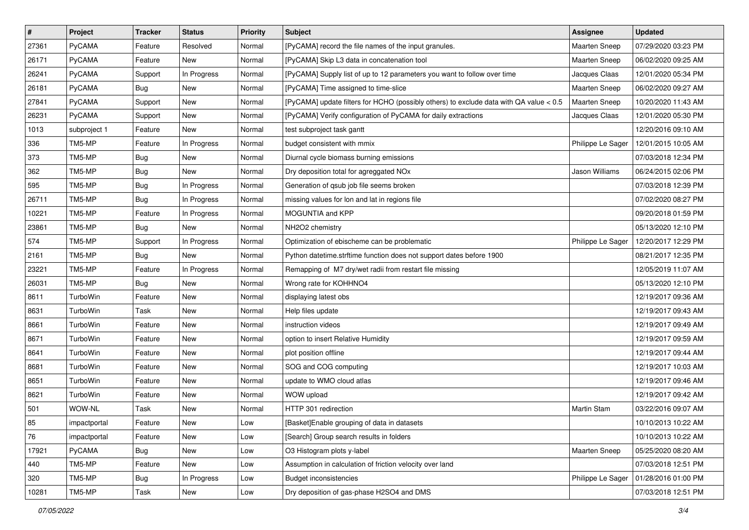| # | Project | Tracker | Status | Priority | Subject | Assignee | Updated |
|---|---|---|---|---|---|---|---|
| 27361 | PyCAMA | Feature | Resolved | Normal | [PyCAMA] record the file names of the input granules. | Maarten Sneep | 07/29/2020 03:23 PM |
| 26171 | PyCAMA | Feature | New | Normal | [PyCAMA] Skip L3 data in concatenation tool | Maarten Sneep | 06/02/2020 09:25 AM |
| 26241 | PyCAMA | Support | In Progress | Normal | [PyCAMA] Supply list of up to 12 parameters you want to follow over time | Jacques Claas | 12/01/2020 05:34 PM |
| 26181 | PyCAMA | Bug | New | Normal | [PyCAMA] Time assigned to time-slice | Maarten Sneep | 06/02/2020 09:27 AM |
| 27841 | PyCAMA | Support | New | Normal | [PyCAMA] update filters for HCHO (possibly others) to exclude data with QA value < 0.5 | Maarten Sneep | 10/20/2020 11:43 AM |
| 26231 | PyCAMA | Support | New | Normal | [PyCAMA] Verify configuration of PyCAMA for daily extractions | Jacques Claas | 12/01/2020 05:30 PM |
| 1013 | subproject 1 | Feature | New | Normal | test subproject task gantt | | 12/20/2016 09:10 AM |
| 336 | TM5-MP | Feature | In Progress | Normal | budget consistent with mmix | Philippe Le Sager | 12/01/2015 10:05 AM |
| 373 | TM5-MP | Bug | New | Normal | Diurnal cycle biomass burning emissions | | 07/03/2018 12:34 PM |
| 362 | TM5-MP | Bug | New | Normal | Dry deposition total for agreggated NOx | Jason Williams | 06/24/2015 02:06 PM |
| 595 | TM5-MP | Bug | In Progress | Normal | Generation of qsub job file seems broken | | 07/03/2018 12:39 PM |
| 26711 | TM5-MP | Bug | In Progress | Normal | missing values for lon and lat in regions file | | 07/02/2020 08:27 PM |
| 10221 | TM5-MP | Feature | In Progress | Normal | MOGUNTIA and KPP | | 09/20/2018 01:59 PM |
| 23861 | TM5-MP | Bug | New | Normal | NH2O2 chemistry | | 05/13/2020 12:10 PM |
| 574 | TM5-MP | Support | In Progress | Normal | Optimization of ebischeme can be problematic | Philippe Le Sager | 12/20/2017 12:29 PM |
| 2161 | TM5-MP | Bug | New | Normal | Python datetime.strftime function does not support dates before 1900 | | 08/21/2017 12:35 PM |
| 23221 | TM5-MP | Feature | In Progress | Normal | Remapping of  M7 dry/wet radii from restart file missing | | 12/05/2019 11:07 AM |
| 26031 | TM5-MP | Bug | New | Normal | Wrong rate for KOHHNO4 | | 05/13/2020 12:10 PM |
| 8611 | TurboWin | Feature | New | Normal | displaying latest obs | | 12/19/2017 09:36 AM |
| 8631 | TurboWin | Task | New | Normal | Help files update | | 12/19/2017 09:43 AM |
| 8661 | TurboWin | Feature | New | Normal | instruction videos | | 12/19/2017 09:49 AM |
| 8671 | TurboWin | Feature | New | Normal | option to insert Relative Humidity | | 12/19/2017 09:59 AM |
| 8641 | TurboWin | Feature | New | Normal | plot position offline | | 12/19/2017 09:44 AM |
| 8681 | TurboWin | Feature | New | Normal | SOG and COG computing | | 12/19/2017 10:03 AM |
| 8651 | TurboWin | Feature | New | Normal | update to WMO cloud atlas | | 12/19/2017 09:46 AM |
| 8621 | TurboWin | Feature | New | Normal | WOW upload | | 12/19/2017 09:42 AM |
| 501 | WOW-NL | Task | New | Normal | HTTP 301 redirection | Martin Stam | 03/22/2016 09:07 AM |
| 85 | impactportal | Feature | New | Low | [Basket]Enable grouping of data in datasets | | 10/10/2013 10:22 AM |
| 76 | impactportal | Feature | New | Low | [Search] Group search results in folders | | 10/10/2013 10:22 AM |
| 17921 | PyCAMA | Bug | New | Low | O3 Histogram plots y-label | Maarten Sneep | 05/25/2020 08:20 AM |
| 440 | TM5-MP | Feature | New | Low | Assumption in calculation of friction velocity over land | | 07/03/2018 12:51 PM |
| 320 | TM5-MP | Bug | In Progress | Low | Budget inconsistencies | Philippe Le Sager | 01/28/2016 01:00 PM |
| 10281 | TM5-MP | Task | New | Low | Dry deposition of gas-phase H2SO4 and DMS | | 07/03/2018 12:51 PM |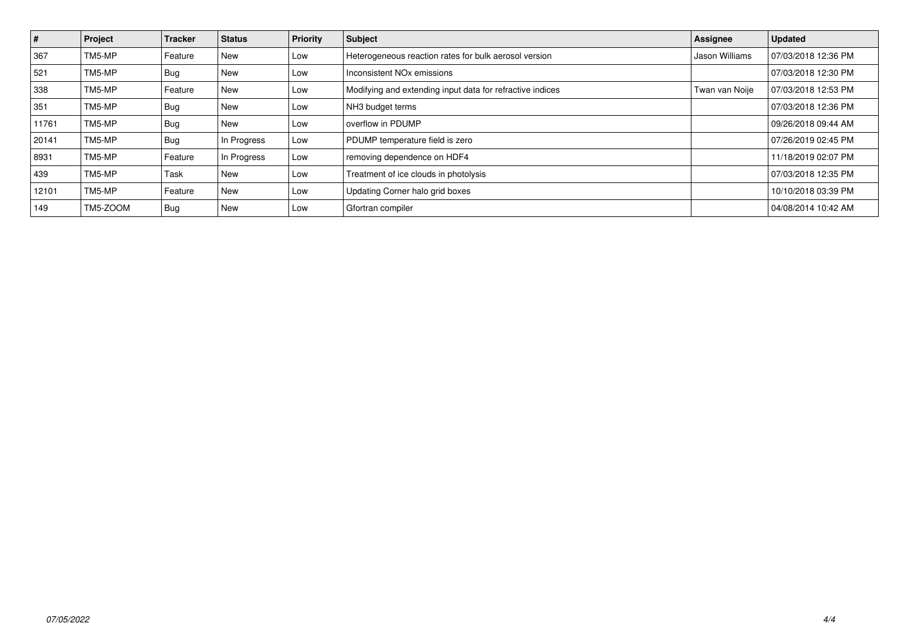| # | Project | Tracker | Status | Priority | Subject | Assignee | Updated |
|---|---|---|---|---|---|---|---|
| 367 | TM5-MP | Feature | New | Low | Heterogeneous reaction rates for bulk aerosol version | Jason Williams | 07/03/2018 12:36 PM |
| 521 | TM5-MP | Bug | New | Low | Inconsistent NOx emissions | | 07/03/2018 12:30 PM |
| 338 | TM5-MP | Feature | New | Low | Modifying and extending input data for refractive indices | Twan van Noije | 07/03/2018 12:53 PM |
| 351 | TM5-MP | Bug | New | Low | NH3 budget terms | | 07/03/2018 12:36 PM |
| 11761 | TM5-MP | Bug | New | Low | overflow in PDUMP | | 09/26/2018 09:44 AM |
| 20141 | TM5-MP | Bug | In Progress | Low | PDUMP temperature field is zero | | 07/26/2019 02:45 PM |
| 8931 | TM5-MP | Feature | In Progress | Low | removing dependence on HDF4 | | 11/18/2019 02:07 PM |
| 439 | TM5-MP | Task | New | Low | Treatment of ice clouds in photolysis | | 07/03/2018 12:35 PM |
| 12101 | TM5-MP | Feature | New | Low | Updating Corner halo grid boxes | | 10/10/2018 03:39 PM |
| 149 | TM5-ZOOM | Bug | New | Low | Gfortran compiler | | 04/08/2014 10:42 AM |